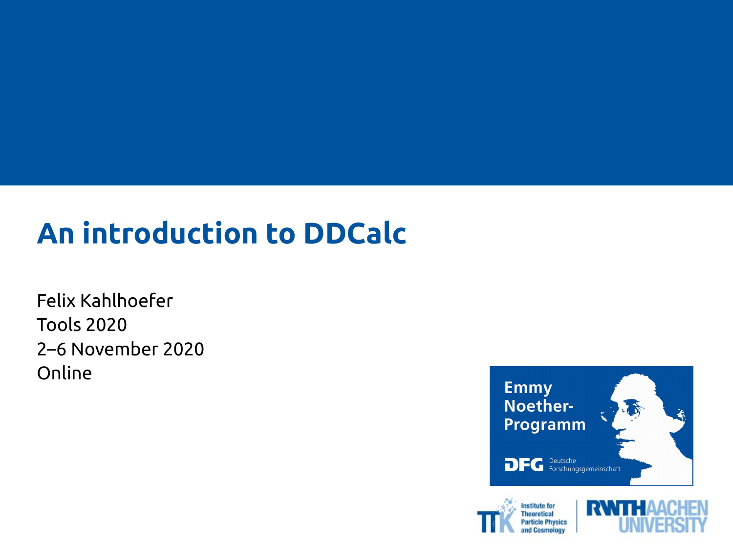# An introduction to DDCalc

Felix Kahlhoefer
Tools 2020
2–6 November 2020
Online

Emmy Noether-Programm

DFG Deutsche Forschungsgemeinschaft

Institute for Theoretical Particle Physics and Cosmology

RWTH AACHEN UNIVERSITY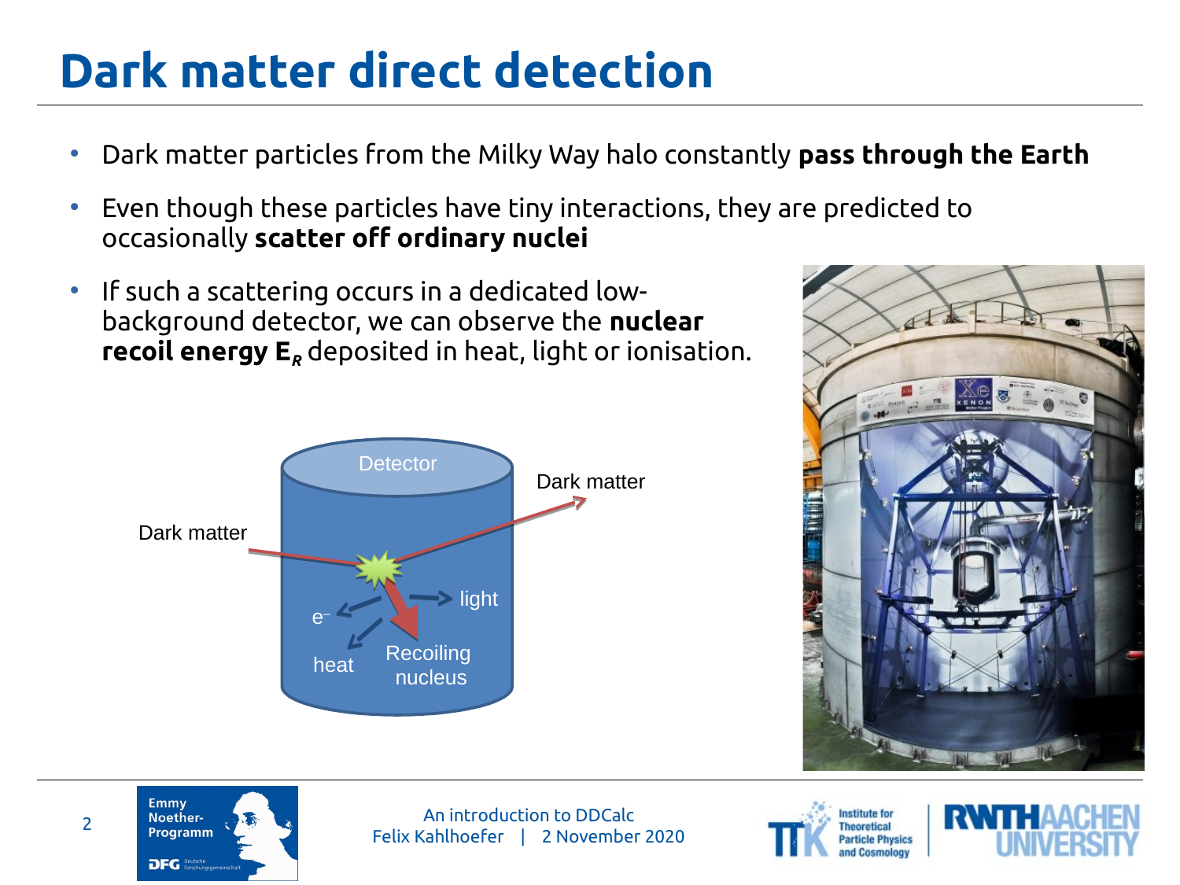# Dark matter direct detection

- Dark matter particles from the Milky Way halo constantly **pass through the Earth**
- Even though these particles have tiny interactions, they are predicted to occasionally **scatter off ordinary nuclei**
- If such a scattering occurs in a dedicated low-background detector, we can observe the **nuclear recoil energy $E_R$** deposited in heat, light or ionisation.

Detector

Dark matter

Dark matter

$e^-$

light

heat

Recoiling nucleus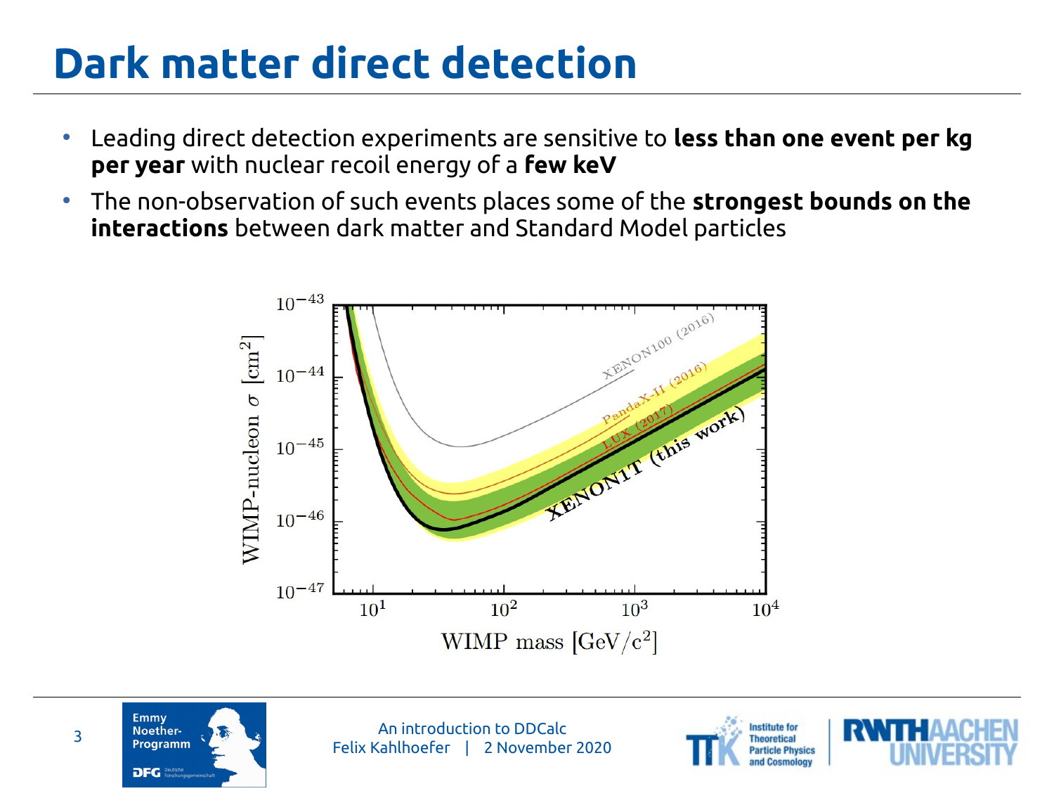# Dark matter direct detection

- Leading direct detection experiments are sensitive to **less than one event per kg per year** with nuclear recoil energy of a **few keV**
- The non-observation of such events places some of the **strongest bounds on the interactions** between dark matter and Standard Model particles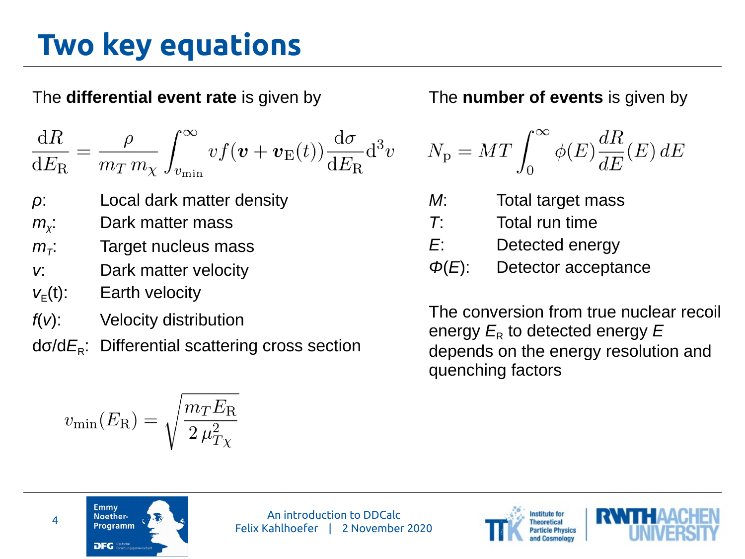# Two key equations

The **differential event rate** is given by

$$\frac{\mathrm{d}R}{\mathrm{d}E_\mathrm{R}} = \frac{\rho}{m_T\, m_\chi} \int_{v_\mathrm{min}}^{\infty} v f(\boldsymbol{v} + \boldsymbol{v}_\mathrm{E}(t)) \frac{\mathrm{d}\sigma}{\mathrm{d}E_\mathrm{R}} \mathrm{d}^3 v$$

- $\rho$: Local dark matter density
- $m_\chi$: Dark matter mass
- $m_T$: Target nucleus mass
- $v$: Dark matter velocity
- $v_\mathrm{E}(t)$: Earth velocity
- $f(v)$: Velocity distribution
- $\mathrm{d}\sigma/\mathrm{d}E_\mathrm{R}$: Differential scattering cross section

$$v_\mathrm{min}(E_\mathrm{R}) = \sqrt{\frac{m_T E_\mathrm{R}}{2\, \mu_{T\chi}^2}}$$

The **number of events** is given by

$$N_\mathrm{p} = MT \int_0^\infty \phi(E) \frac{dR}{dE}(E)\, dE$$

- $M$: Total target mass
- $T$: Total run time
- $E$: Detected energy
- $\Phi(E)$: Detector acceptance

The conversion from true nuclear recoil energy $E_\mathrm{R}$ to detected energy $E$ depends on the energy resolution and quenching factors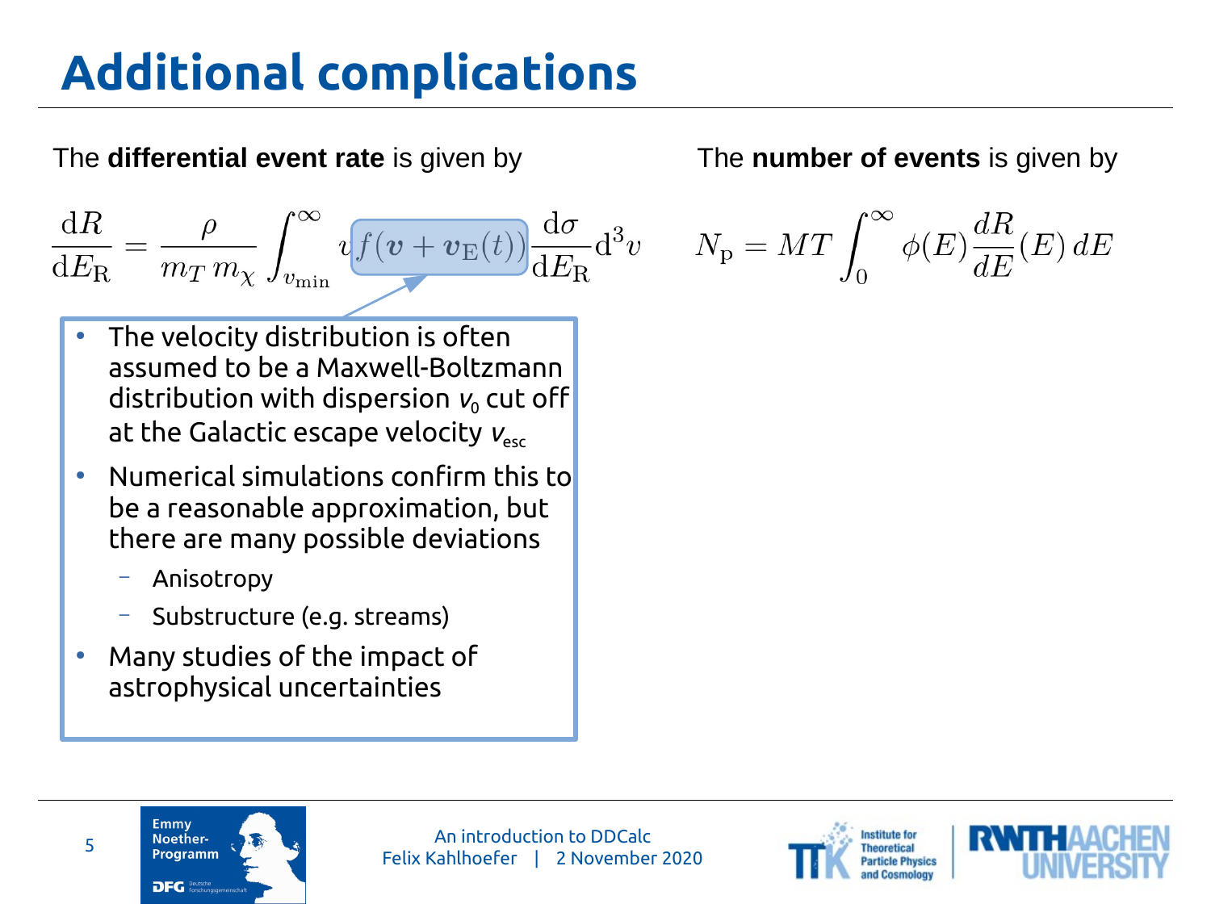# Additional complications

The **differential event rate** is given by

$$\frac{\mathrm{d}R}{\mathrm{d}E_\mathrm{R}} = \frac{\rho}{m_T\, m_\chi} \int_{v_\mathrm{min}}^{\infty} v f(\boldsymbol{v} + \boldsymbol{v}_\mathrm{E}(t)) \frac{\mathrm{d}\sigma}{\mathrm{d}E_\mathrm{R}} \mathrm{d}^3 v$$

- The velocity distribution is often assumed to be a Maxwell-Boltzmann distribution with dispersion $v_0$ cut off at the Galactic escape velocity $v_\mathrm{esc}$
- Numerical simulations confirm this to be a reasonable approximation, but there are many possible deviations
  - Anisotropy
  - Substructure (e.g. streams)
- Many studies of the impact of astrophysical uncertainties

The **number of events** is given by

$$N_\mathrm{p} = MT \int_0^\infty \phi(E) \frac{dR}{dE}(E)\, dE$$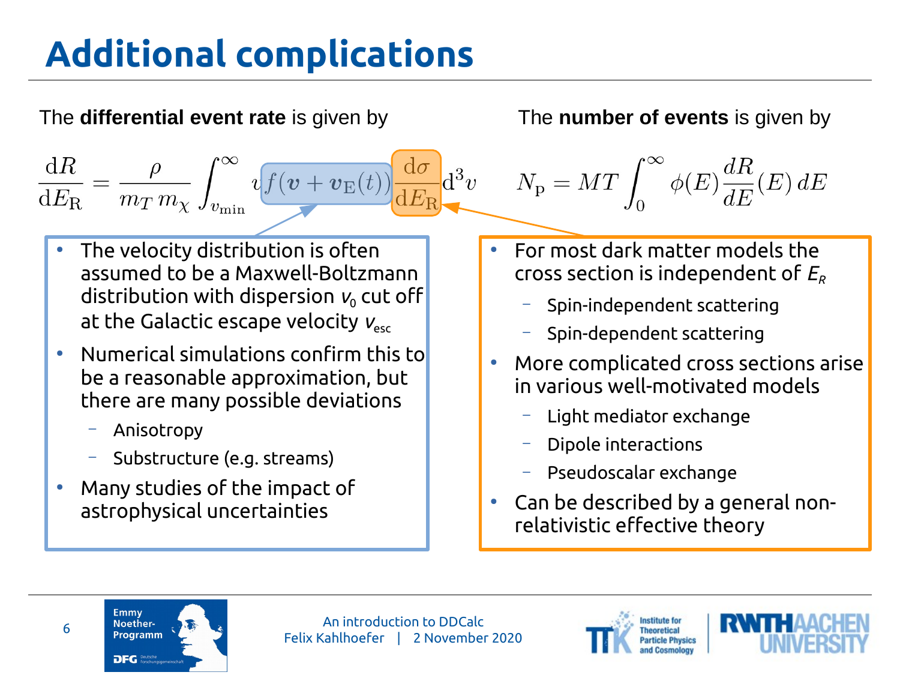# Additional complications

The **differential event rate** is given by

$$\frac{\mathrm{d}R}{\mathrm{d}E_\mathrm{R}} = \frac{\rho}{m_T\, m_\chi} \int_{v_\mathrm{min}}^{\infty} v f(\boldsymbol{v} + \boldsymbol{v}_\mathrm{E}(t)) \frac{\mathrm{d}\sigma}{\mathrm{d}E_\mathrm{R}} \mathrm{d}^3 v$$

- The velocity distribution is often assumed to be a Maxwell-Boltzmann distribution with dispersion $v_0$ cut off at the Galactic escape velocity $v_{esc}$
- Numerical simulations confirm this to be a reasonable approximation, but there are many possible deviations
  - Anisotropy
  - Substructure (e.g. streams)
- Many studies of the impact of astrophysical uncertainties

The **number of events** is given by

$$N_\mathrm{p} = MT \int_0^\infty \phi(E) \frac{dR}{dE}(E)\, dE$$

- For most dark matter models the cross section is independent of $E_R$
  - Spin-independent scattering
  - Spin-dependent scattering
- More complicated cross sections arise in various well-motivated models
  - Light mediator exchange
  - Dipole interactions
  - Pseudoscalar exchange
- Can be described by a general non-relativistic effective theory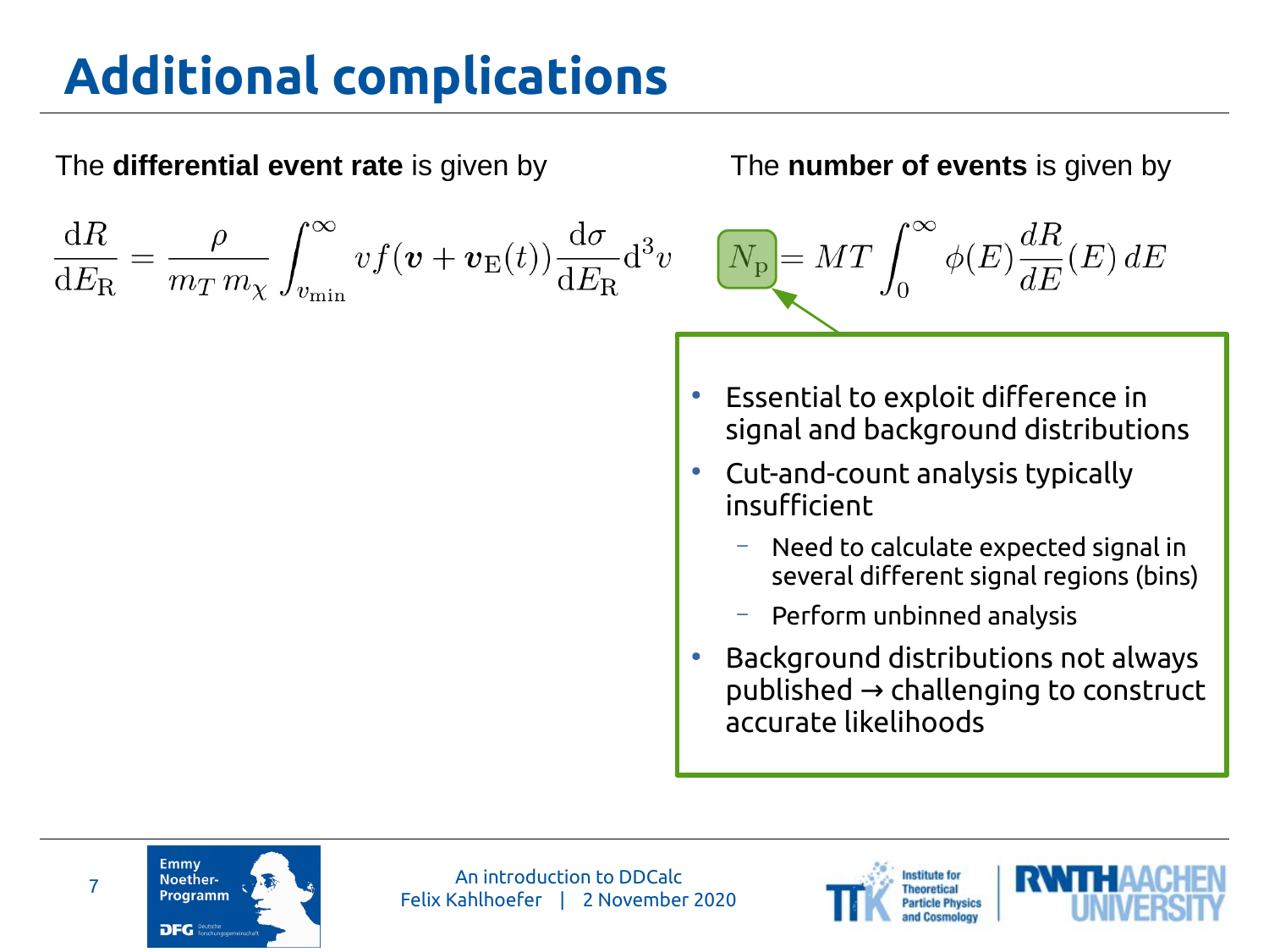# Additional complications

The **differential event rate** is given by

$$\frac{\mathrm{d}R}{\mathrm{d}E_\mathrm{R}} = \frac{\rho}{m_T\, m_\chi} \int_{v_\mathrm{min}}^{\infty} v f(\boldsymbol{v} + \boldsymbol{v}_\mathrm{E}(t)) \frac{\mathrm{d}\sigma}{\mathrm{d}E_\mathrm{R}} \mathrm{d}^3 v$$

The **number of events** is given by

$$N_\mathrm{p} = MT \int_0^\infty \phi(E) \frac{dR}{dE}(E)\, dE$$

- Essential to exploit difference in signal and background distributions
- Cut-and-count analysis typically insufficient
  - Need to calculate expected signal in several different signal regions (bins)
  - Perform unbinned analysis
- Background distributions not always published → challenging to construct accurate likelihoods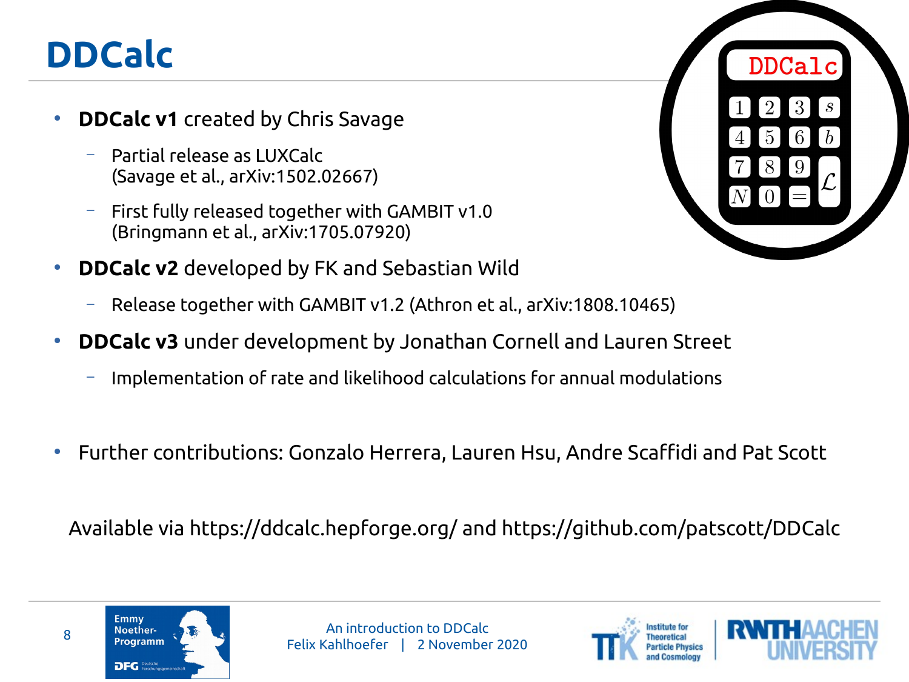# DDCalc

- **DDCalc v1** created by Chris Savage
  - Partial release as LUXCalc (Savage et al., arXiv:1502.02667)
  - First fully released together with GAMBIT v1.0 (Bringmann et al., arXiv:1705.07920)
- **DDCalc v2** developed by FK and Sebastian Wild
  - Release together with GAMBIT v1.2 (Athron et al., arXiv:1808.10465)
- **DDCalc v3** under development by Jonathan Cornell and Lauren Street
  - Implementation of rate and likelihood calculations for annual modulations

- Further contributions: Gonzalo Herrera, Lauren Hsu, Andre Scaffidi and Pat Scott

Available via https://ddcalc.hepforge.org/ and https://github.com/patscott/DDCalc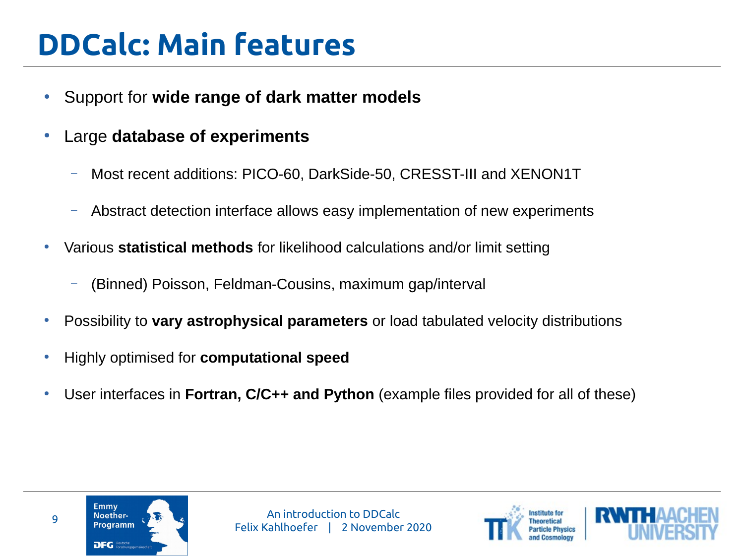# DDCalc: Main features

- Support for **wide range of dark matter models**
- Large **database of experiments**
  - Most recent additions: PICO-60, DarkSide-50, CRESST-III and XENON1T
  - Abstract detection interface allows easy implementation of new experiments
- Various **statistical methods** for likelihood calculations and/or limit setting
  - (Binned) Poisson, Feldman-Cousins, maximum gap/interval
- Possibility to **vary astrophysical parameters** or load tabulated velocity distributions
- Highly optimised for **computational speed**
- User interfaces in **Fortran, C/C++ and Python** (example files provided for all of these)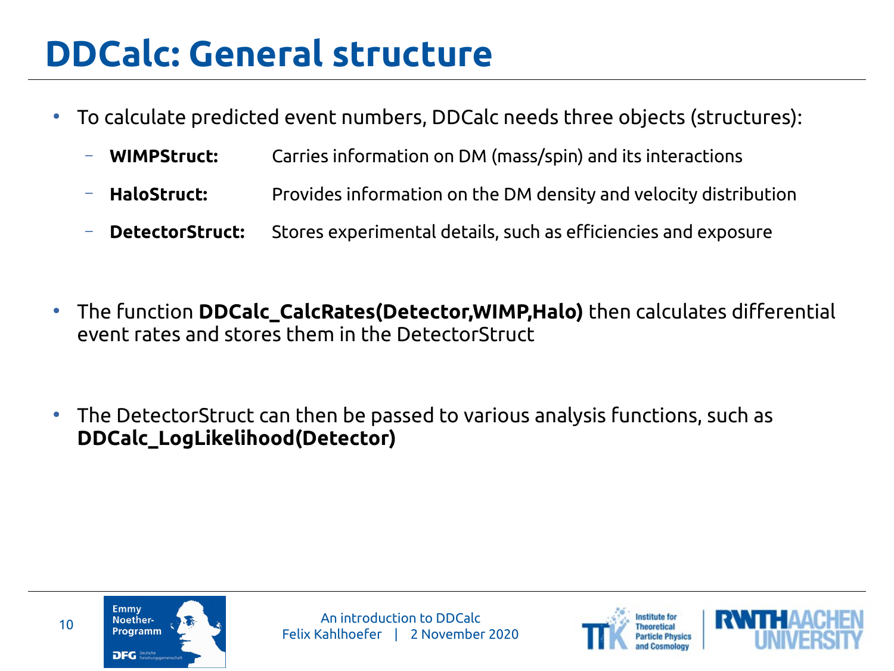# DDCalc: General structure

- To calculate predicted event numbers, DDCalc needs three objects (structures):
  - **WIMPStruct:** Carries information on DM (mass/spin) and its interactions
  - **HaloStruct:** Provides information on the DM density and velocity distribution
  - **DetectorStruct:** Stores experimental details, such as efficiencies and exposure

- The function **DDCalc_CalcRates(Detector,WIMP,Halo)** then calculates differential event rates and stores them in the DetectorStruct

- The DetectorStruct can then be passed to various analysis functions, such as **DDCalc_LogLikelihood(Detector)**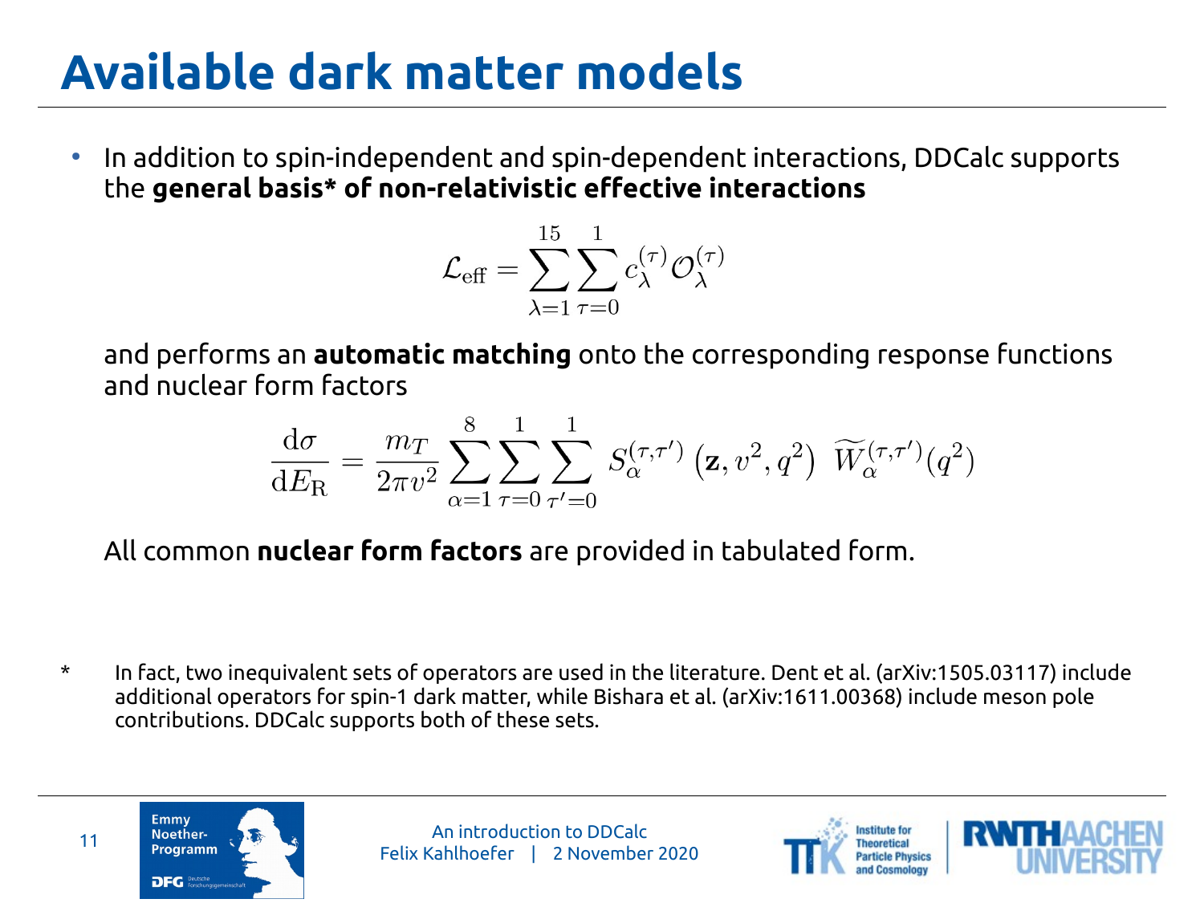# Available dark matter models

- In addition to spin-independent and spin-dependent interactions, DDCalc supports the **general basis* of non-relativistic effective interactions**

$$\mathcal{L}_{\text{eff}} = \sum_{\lambda=1}^{15} \sum_{\tau=0}^{1} c_\lambda^{(\tau)} \mathcal{O}_\lambda^{(\tau)}$$

and performs an **automatic matching** onto the corresponding response functions and nuclear form factors

$$\frac{\mathrm{d}\sigma}{\mathrm{d}E_{\mathrm{R}}} = \frac{m_T}{2\pi v^2} \sum_{\alpha=1}^{8} \sum_{\tau=0}^{1} \sum_{\tau'=0}^{1} S_\alpha^{(\tau,\tau')}\left(\mathbf{z}, v^2, q^2\right) \; \widetilde{W}_\alpha^{(\tau,\tau')}(q^2)$$

All common **nuclear form factors** are provided in tabulated form.

\* In fact, two inequivalent sets of operators are used in the literature. Dent et al. (arXiv:1505.03117) include additional operators for spin-1 dark matter, while Bishara et al. (arXiv:1611.00368) include meson pole contributions. DDCalc supports both of these sets.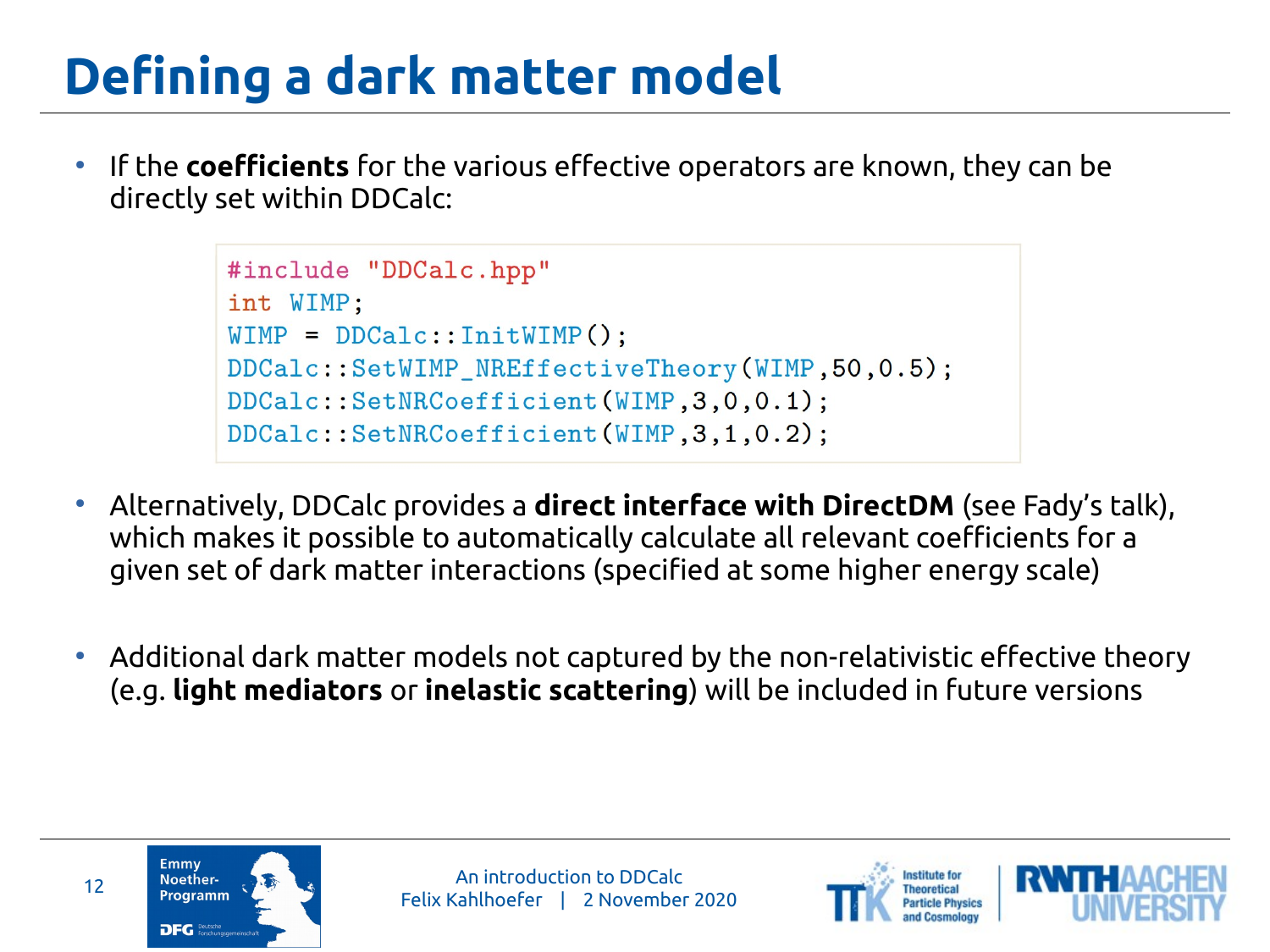# Defining a dark matter model

- If the **coefficients** for the various effective operators are known, they can be directly set within DDCalc:

```
#include "DDCalc.hpp"
int WIMP;
WIMP = DDCalc::InitWIMP();
DDCalc::SetWIMP_NREffectiveTheory(WIMP,50,0.5);
DDCalc::SetNRCoefficient(WIMP,3,0,0.1);
DDCalc::SetNRCoefficient(WIMP,3,1,0.2);
```

- Alternatively, DDCalc provides a **direct interface with DirectDM** (see Fady's talk), which makes it possible to automatically calculate all relevant coefficients for a given set of dark matter interactions (specified at some higher energy scale)

- Additional dark matter models not captured by the non-relativistic effective theory (e.g. **light mediators** or **inelastic scattering**) will be included in future versions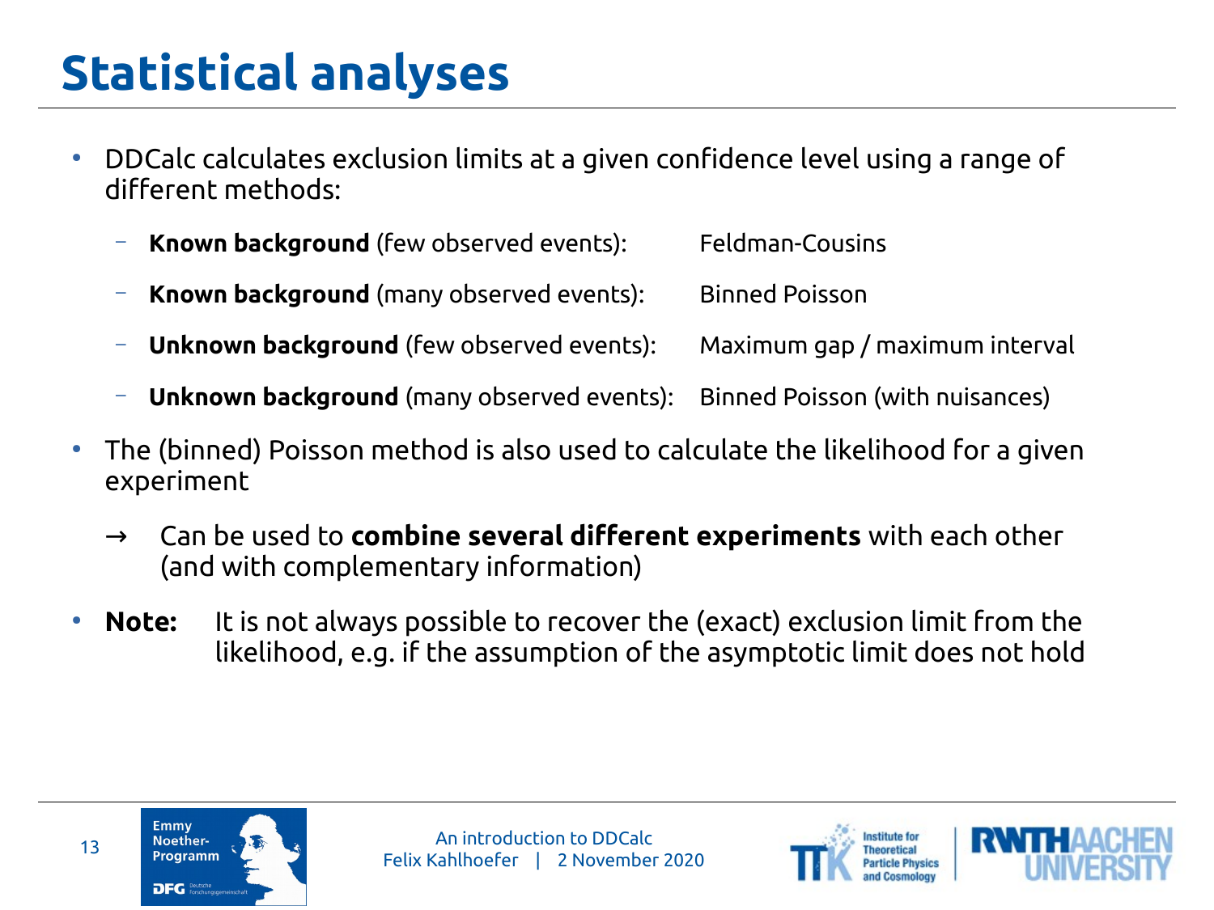# Statistical analyses

- DDCalc calculates exclusion limits at a given confidence level using a range of different methods:
  - **Known background** (few observed events): Feldman-Cousins
  - **Known background** (many observed events): Binned Poisson
  - **Unknown background** (few observed events): Maximum gap / maximum interval
  - **Unknown background** (many observed events): Binned Poisson (with nuisances)
- The (binned) Poisson method is also used to calculate the likelihood for a given experiment
  - → Can be used to **combine several different experiments** with each other (and with complementary information)
- **Note:** It is not always possible to recover the (exact) exclusion limit from the likelihood, e.g. if the assumption of the asymptotic limit does not hold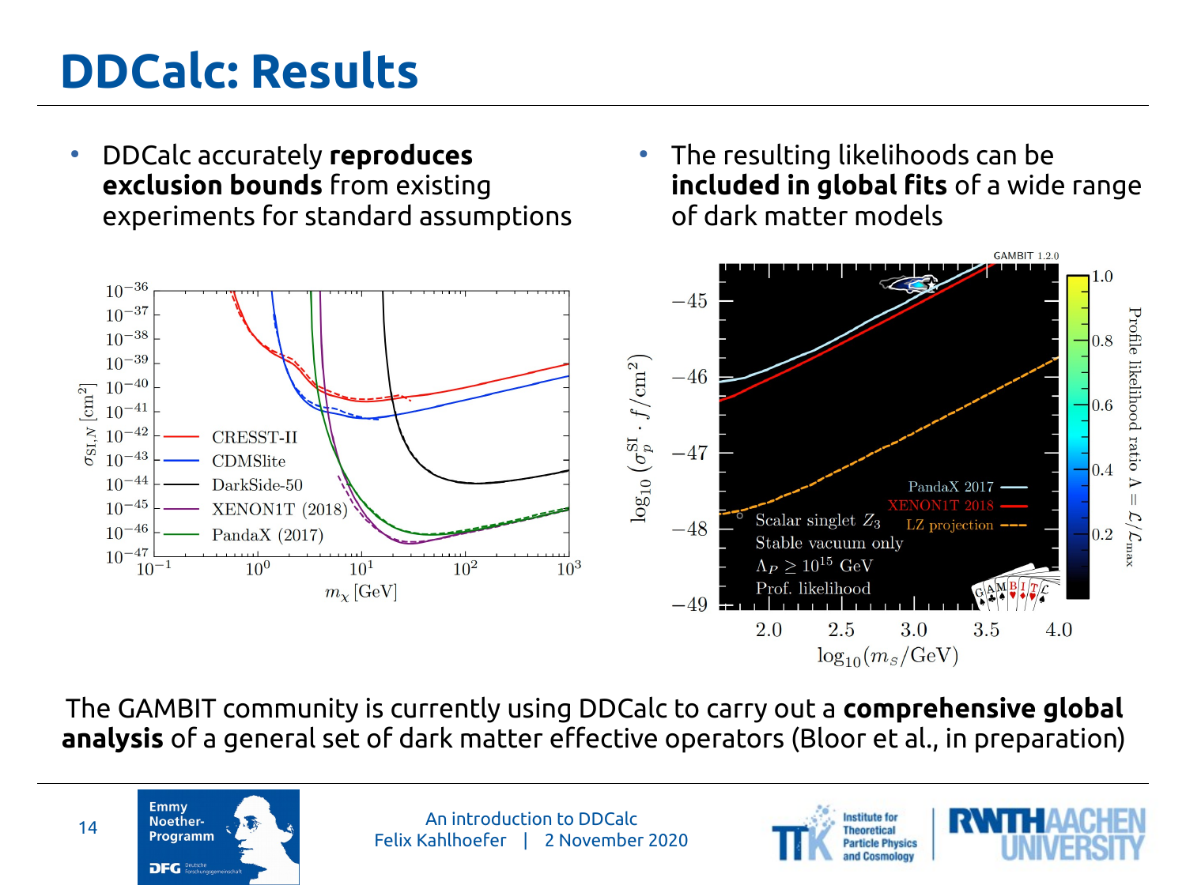# DDCalc: Results

- DDCalc accurately **reproduces exclusion bounds** from existing experiments for standard assumptions
- The resulting likelihoods can be **included in global fits** of a wide range of dark matter models

The GAMBIT community is currently using DDCalc to carry out a **comprehensive global analysis** of a general set of dark matter effective operators (Bloor et al., in preparation)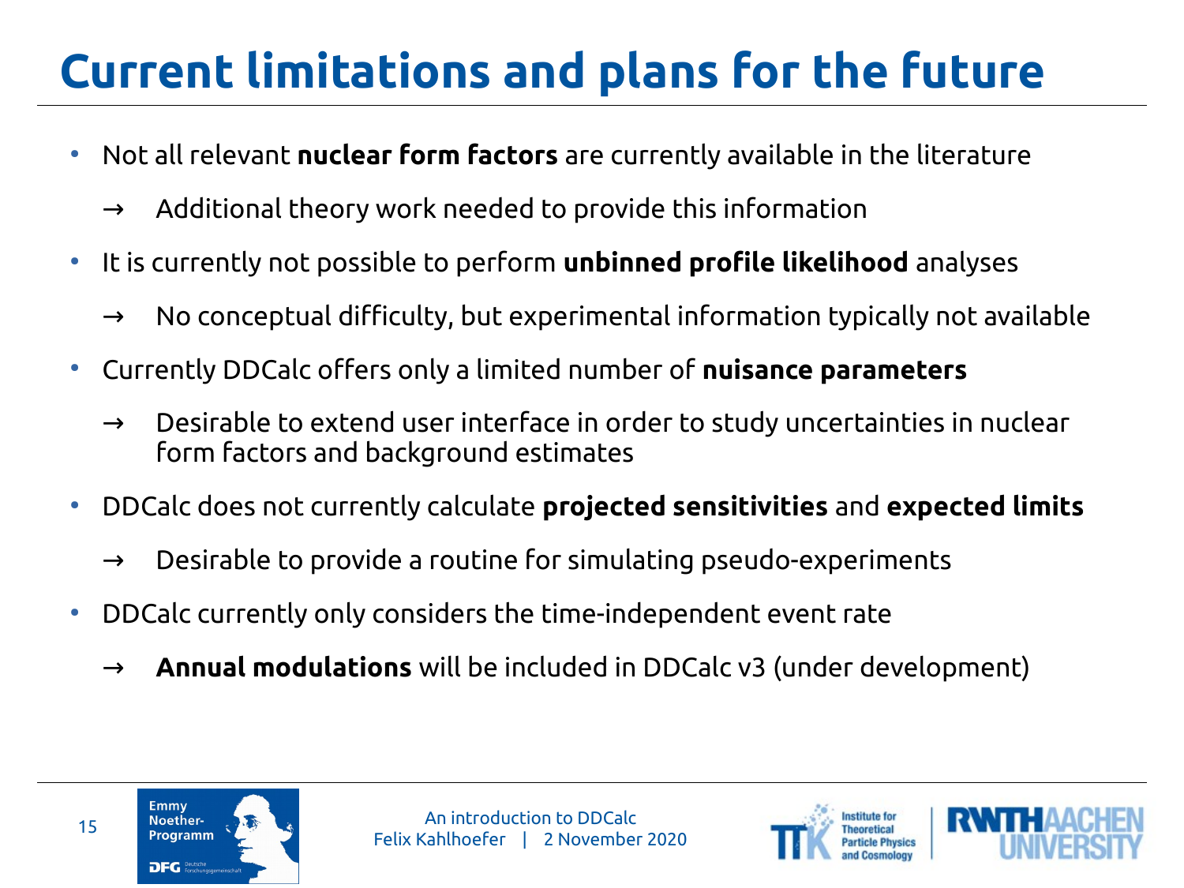# Current limitations and plans for the future

- Not all relevant **nuclear form factors** are currently available in the literature
  - → Additional theory work needed to provide this information
- It is currently not possible to perform **unbinned profile likelihood** analyses
  - → No conceptual difficulty, but experimental information typically not available
- Currently DDCalc offers only a limited number of **nuisance parameters**
  - → Desirable to extend user interface in order to study uncertainties in nuclear form factors and background estimates
- DDCalc does not currently calculate **projected sensitivities** and **expected limits**
  - → Desirable to provide a routine for simulating pseudo-experiments
- DDCalc currently only considers the time-independent event rate
  - → **Annual modulations** will be included in DDCalc v3 (under development)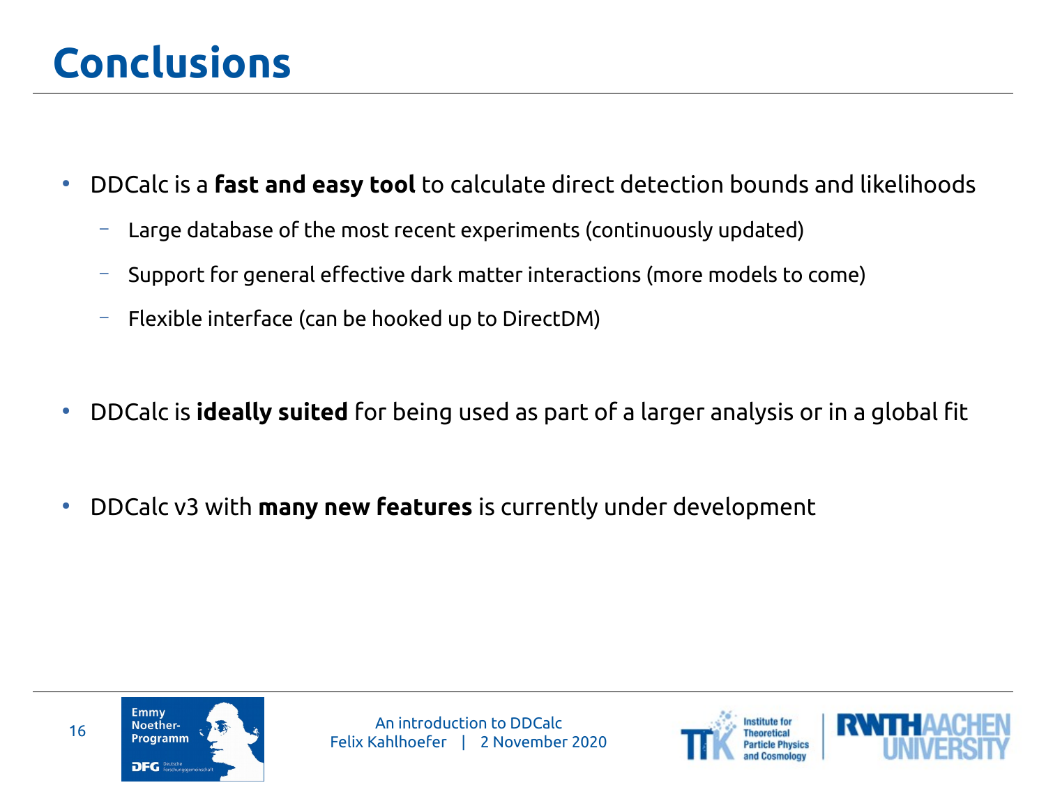# Conclusions

- DDCalc is a **fast and easy tool** to calculate direct detection bounds and likelihoods
  - Large database of the most recent experiments (continuously updated)
  - Support for general effective dark matter interactions (more models to come)
  - Flexible interface (can be hooked up to DirectDM)
- DDCalc is **ideally suited** for being used as part of a larger analysis or in a global fit
- DDCalc v3 with **many new features** is currently under development